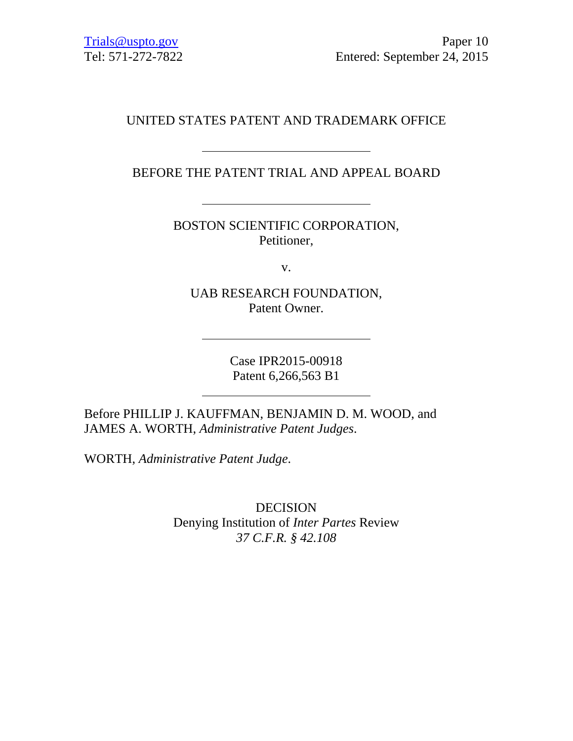Trials@uspto.gov
Tel: 571-272-7822

Paper 10
Entered: September 24, 2015

UNITED STATES PATENT AND TRADEMARK OFFICE

---

BEFORE THE PATENT TRIAL AND APPEAL BOARD

---

BOSTON SCIENTIFIC CORPORATION,
Petitioner,

v.

UAB RESEARCH FOUNDATION,
Patent Owner.

---

Case IPR2015-00918
Patent 6,266,563 B1

---

Before PHILLIP J. KAUFFMAN, BENJAMIN D. M. WOOD, and JAMES A. WORTH, *Administrative Patent Judges*.

WORTH, *Administrative Patent Judge*.

DECISION
Denying Institution of *Inter Partes* Review
*37 C.F.R. § 42.108*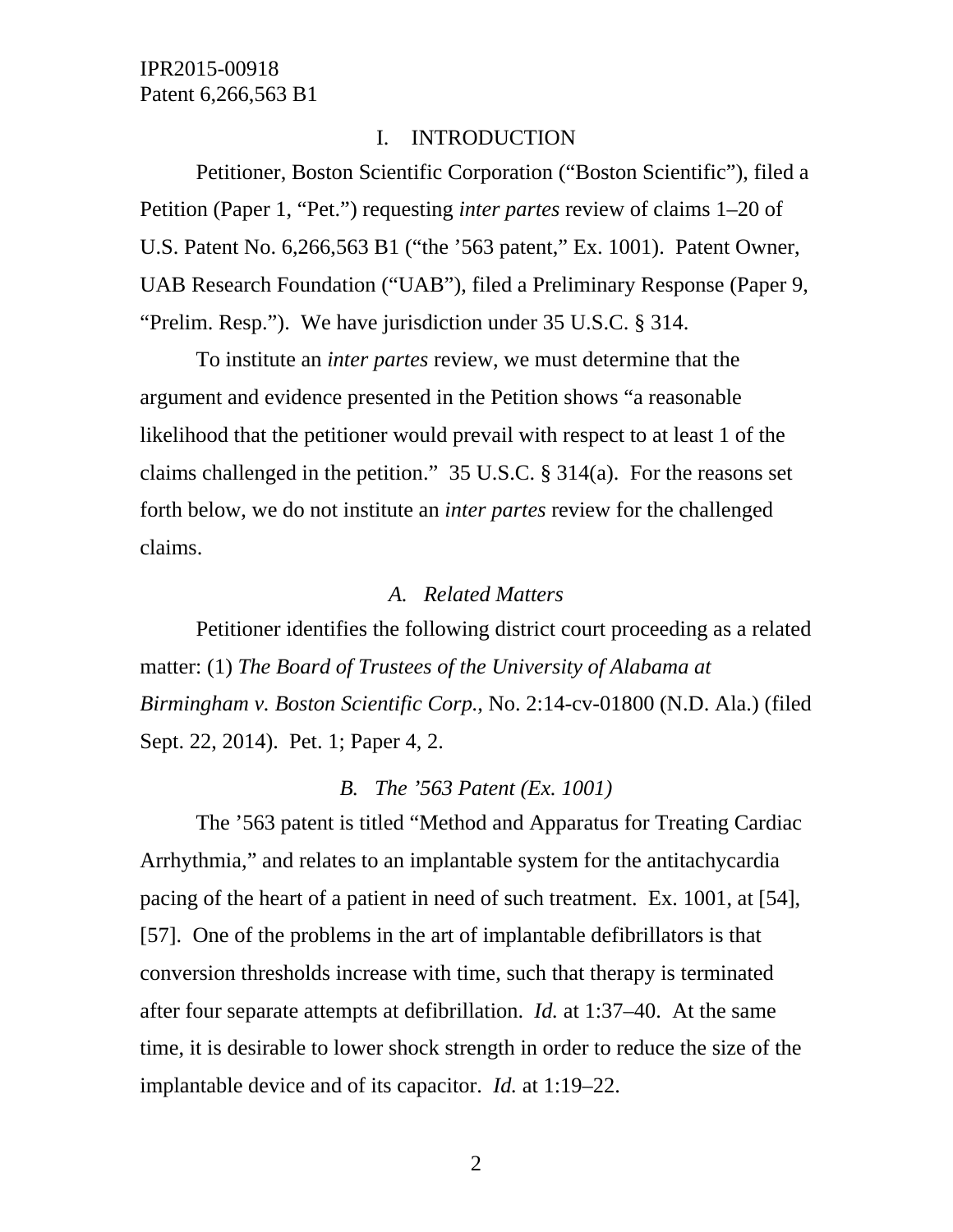## I. INTRODUCTION

Petitioner, Boston Scientific Corporation ("Boston Scientific"), filed a Petition (Paper 1, "Pet.") requesting *inter partes* review of claims 1–20 of U.S. Patent No. 6,266,563 B1 ("the '563 patent," Ex. 1001). Patent Owner, UAB Research Foundation ("UAB"), filed a Preliminary Response (Paper 9, "Prelim. Resp."). We have jurisdiction under 35 U.S.C. § 314.

To institute an *inter partes* review, we must determine that the argument and evidence presented in the Petition shows "a reasonable likelihood that the petitioner would prevail with respect to at least 1 of the claims challenged in the petition." 35 U.S.C. § 314(a). For the reasons set forth below, we do not institute an *inter partes* review for the challenged claims.

### *A. Related Matters*

Petitioner identifies the following district court proceeding as a related matter: (1) *The Board of Trustees of the University of Alabama at Birmingham v. Boston Scientific Corp.*, No. 2:14-cv-01800 (N.D. Ala.) (filed Sept. 22, 2014). Pet. 1; Paper 4, 2.

### *B. The '563 Patent (Ex. 1001)*

The '563 patent is titled "Method and Apparatus for Treating Cardiac Arrhythmia," and relates to an implantable system for the antitachycardia pacing of the heart of a patient in need of such treatment. Ex. 1001, at [54], [57]. One of the problems in the art of implantable defibrillators is that conversion thresholds increase with time, such that therapy is terminated after four separate attempts at defibrillation. *Id.* at 1:37–40. At the same time, it is desirable to lower shock strength in order to reduce the size of the implantable device and of its capacitor. *Id.* at 1:19–22.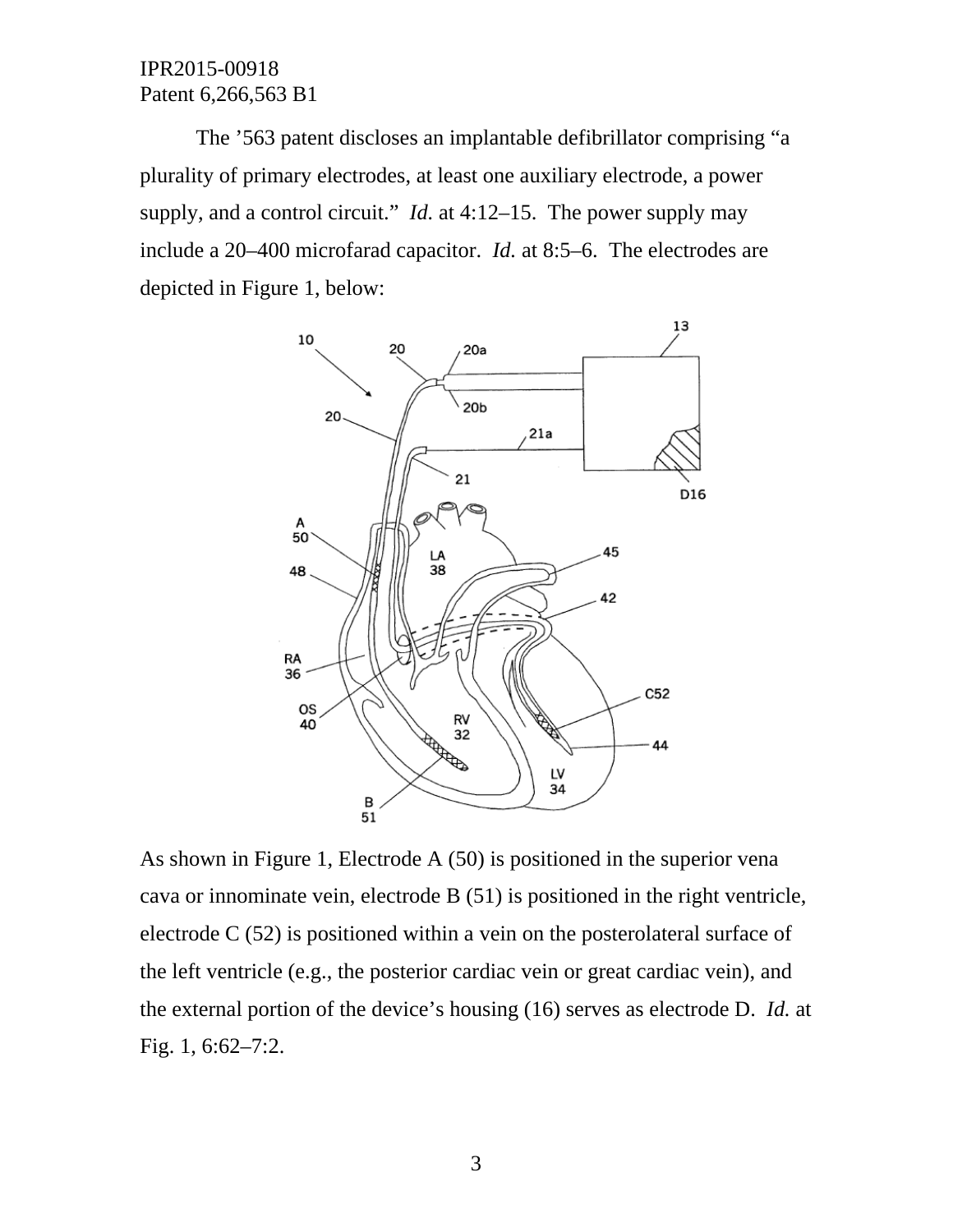The '563 patent discloses an implantable defibrillator comprising "a plurality of primary electrodes, at least one auxiliary electrode, a power supply, and a control circuit." *Id.* at 4:12–15. The power supply may include a 20–400 microfarad capacitor. *Id.* at 8:5–6. The electrodes are depicted in Figure 1, below:

As shown in Figure 1, Electrode A (50) is positioned in the superior vena cava or innominate vein, electrode B (51) is positioned in the right ventricle, electrode C (52) is positioned within a vein on the posterolateral surface of the left ventricle (e.g., the posterior cardiac vein or great cardiac vein), and the external portion of the device's housing (16) serves as electrode D. *Id.* at Fig. 1, 6:62–7:2.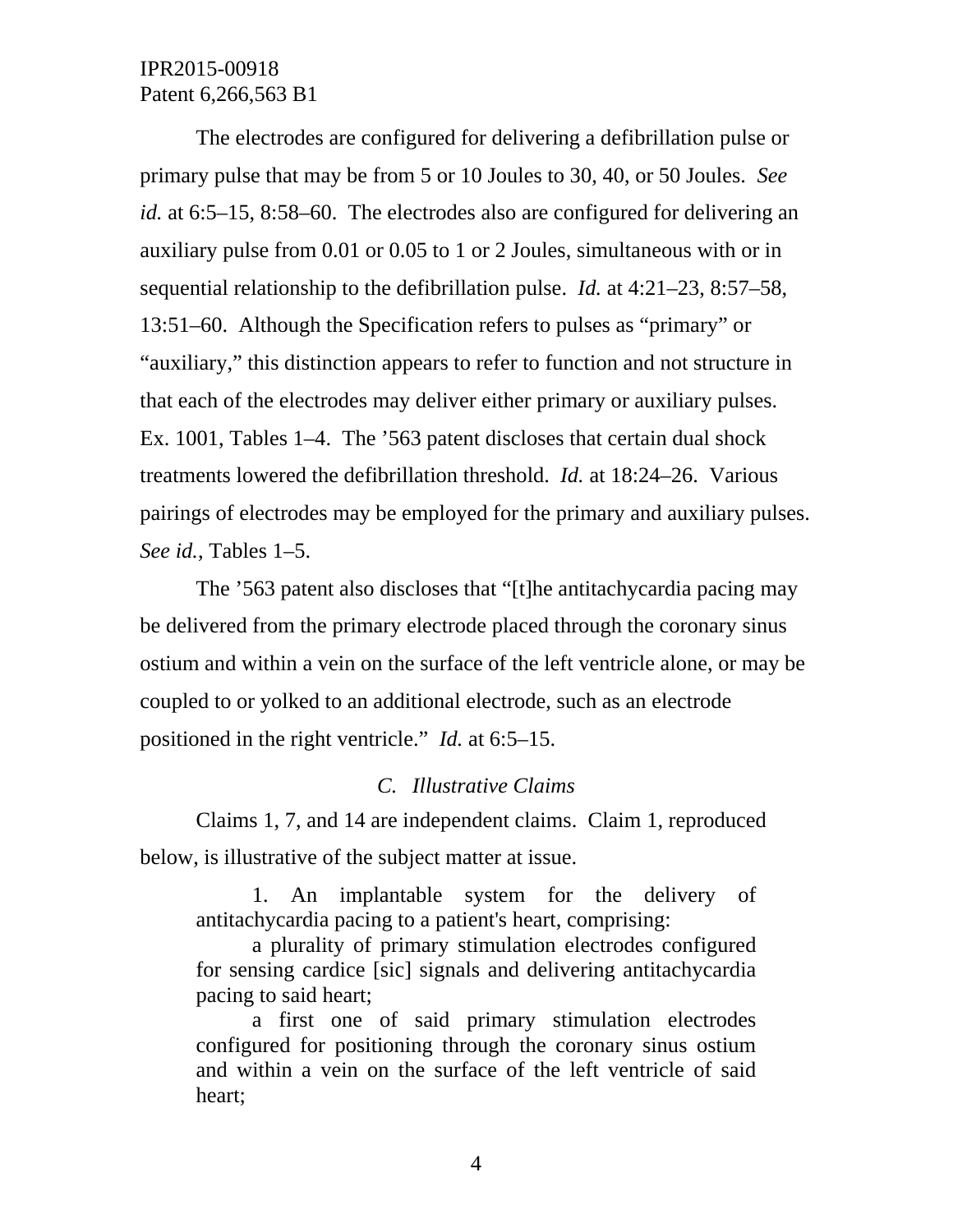The electrodes are configured for delivering a defibrillation pulse or primary pulse that may be from 5 or 10 Joules to 30, 40, or 50 Joules. *See id.* at 6:5–15, 8:58–60. The electrodes also are configured for delivering an auxiliary pulse from 0.01 or 0.05 to 1 or 2 Joules, simultaneous with or in sequential relationship to the defibrillation pulse. *Id.* at 4:21–23, 8:57–58, 13:51–60. Although the Specification refers to pulses as "primary" or "auxiliary," this distinction appears to refer to function and not structure in that each of the electrodes may deliver either primary or auxiliary pulses. Ex. 1001, Tables 1–4. The '563 patent discloses that certain dual shock treatments lowered the defibrillation threshold. *Id.* at 18:24–26. Various pairings of electrodes may be employed for the primary and auxiliary pulses. *See id.*, Tables 1–5.

The '563 patent also discloses that "[t]he antitachycardia pacing may be delivered from the primary electrode placed through the coronary sinus ostium and within a vein on the surface of the left ventricle alone, or may be coupled to or yolked to an additional electrode, such as an electrode positioned in the right ventricle." *Id.* at 6:5–15.

### C. *Illustrative Claims*

Claims 1, 7, and 14 are independent claims. Claim 1, reproduced below, is illustrative of the subject matter at issue.

> 1. An implantable system for the delivery of antitachycardia pacing to a patient's heart, comprising:
>
> a plurality of primary stimulation electrodes configured for sensing cardice [sic] signals and delivering antitachycardia pacing to said heart;
>
> a first one of said primary stimulation electrodes configured for positioning through the coronary sinus ostium and within a vein on the surface of the left ventricle of said heart;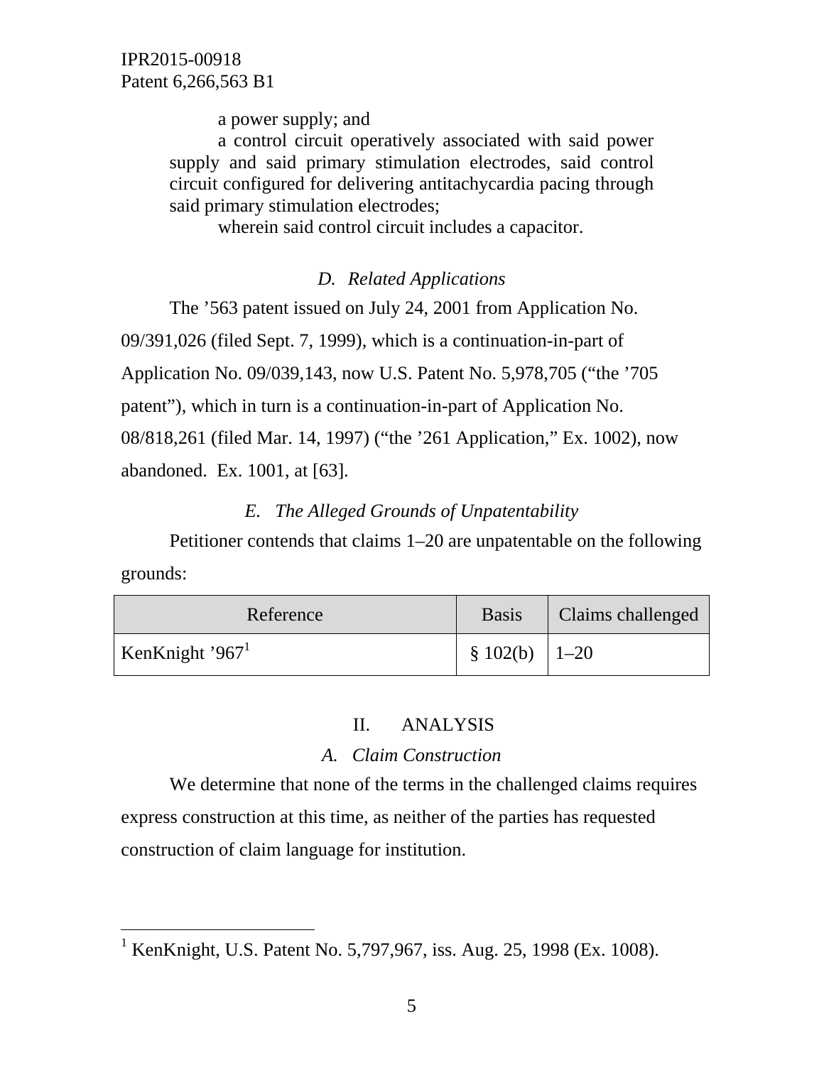a power supply; and

a control circuit operatively associated with said power supply and said primary stimulation electrodes, said control circuit configured for delivering antitachycardia pacing through said primary stimulation electrodes;

wherein said control circuit includes a capacitor.

### *D. Related Applications*

The ’563 patent issued on July 24, 2001 from Application No. 09/391,026 (filed Sept. 7, 1999), which is a continuation-in-part of Application No. 09/039,143, now U.S. Patent No. 5,978,705 (“the ’705 patent”), which in turn is a continuation-in-part of Application No. 08/818,261 (filed Mar. 14, 1997) (“the ’261 Application,” Ex. 1002), now abandoned. Ex. 1001, at [63].

### *E. The Alleged Grounds of Unpatentability*

Petitioner contends that claims 1–20 are unpatentable on the following grounds:

| Reference | Basis | Claims challenged |
|---|---|---|
| KenKnight ’967[1] | § 102(b) | 1–20 |

## II. ANALYSIS

### *A. Claim Construction*

We determine that none of the terms in the challenged claims requires express construction at this time, as neither of the parties has requested construction of claim language for institution.

---

[1] KenKnight, U.S. Patent No. 5,797,967, iss. Aug. 25, 1998 (Ex. 1008).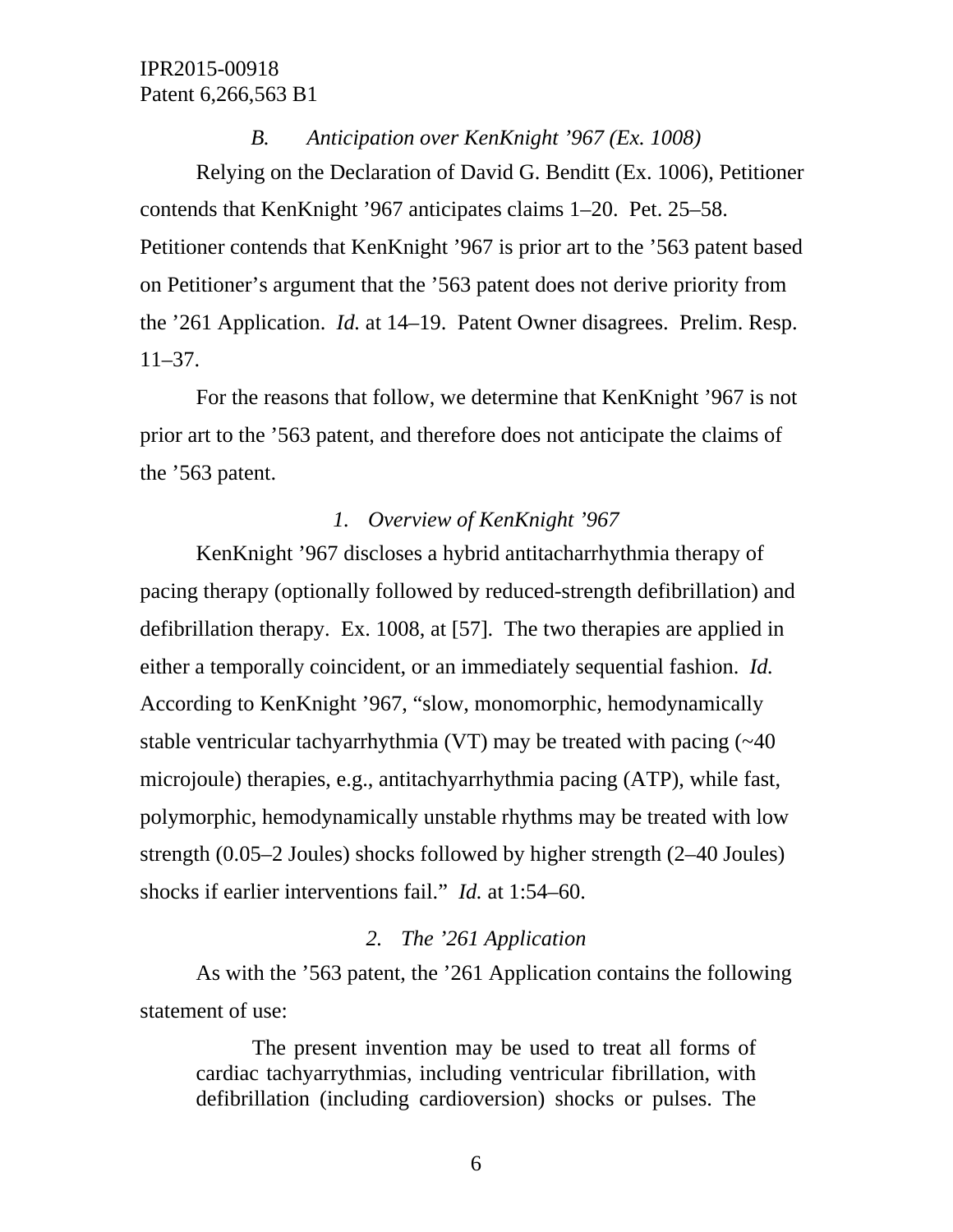*B. Anticipation over KenKnight ’967 (Ex. 1008)*

Relying on the Declaration of David G. Benditt (Ex. 1006), Petitioner contends that KenKnight ’967 anticipates claims 1–20. Pet. 25–58. Petitioner contends that KenKnight ’967 is prior art to the ’563 patent based on Petitioner’s argument that the ’563 patent does not derive priority from the ’261 Application. *Id.* at 14–19. Patent Owner disagrees. Prelim. Resp. 11–37.

For the reasons that follow, we determine that KenKnight ’967 is not prior art to the ’563 patent, and therefore does not anticipate the claims of the ’563 patent.

*1. Overview of KenKnight ’967*

KenKnight ’967 discloses a hybrid antitacharrhythmia therapy of pacing therapy (optionally followed by reduced-strength defibrillation) and defibrillation therapy. Ex. 1008, at [57]. The two therapies are applied in either a temporally coincident, or an immediately sequential fashion. *Id.* According to KenKnight ’967, “slow, monomorphic, hemodynamically stable ventricular tachyarrhythmia (VT) may be treated with pacing (~40 microjoule) therapies, e.g., antitachyarrhythmia pacing (ATP), while fast, polymorphic, hemodynamically unstable rhythms may be treated with low strength (0.05–2 Joules) shocks followed by higher strength (2–40 Joules) shocks if earlier interventions fail.” *Id.* at 1:54–60.

*2. The ’261 Application*

As with the ’563 patent, the ’261 Application contains the following statement of use:

> The present invention may be used to treat all forms of cardiac tachyarrythmias, including ventricular fibrillation, with defibrillation (including cardioversion) shocks or pulses. The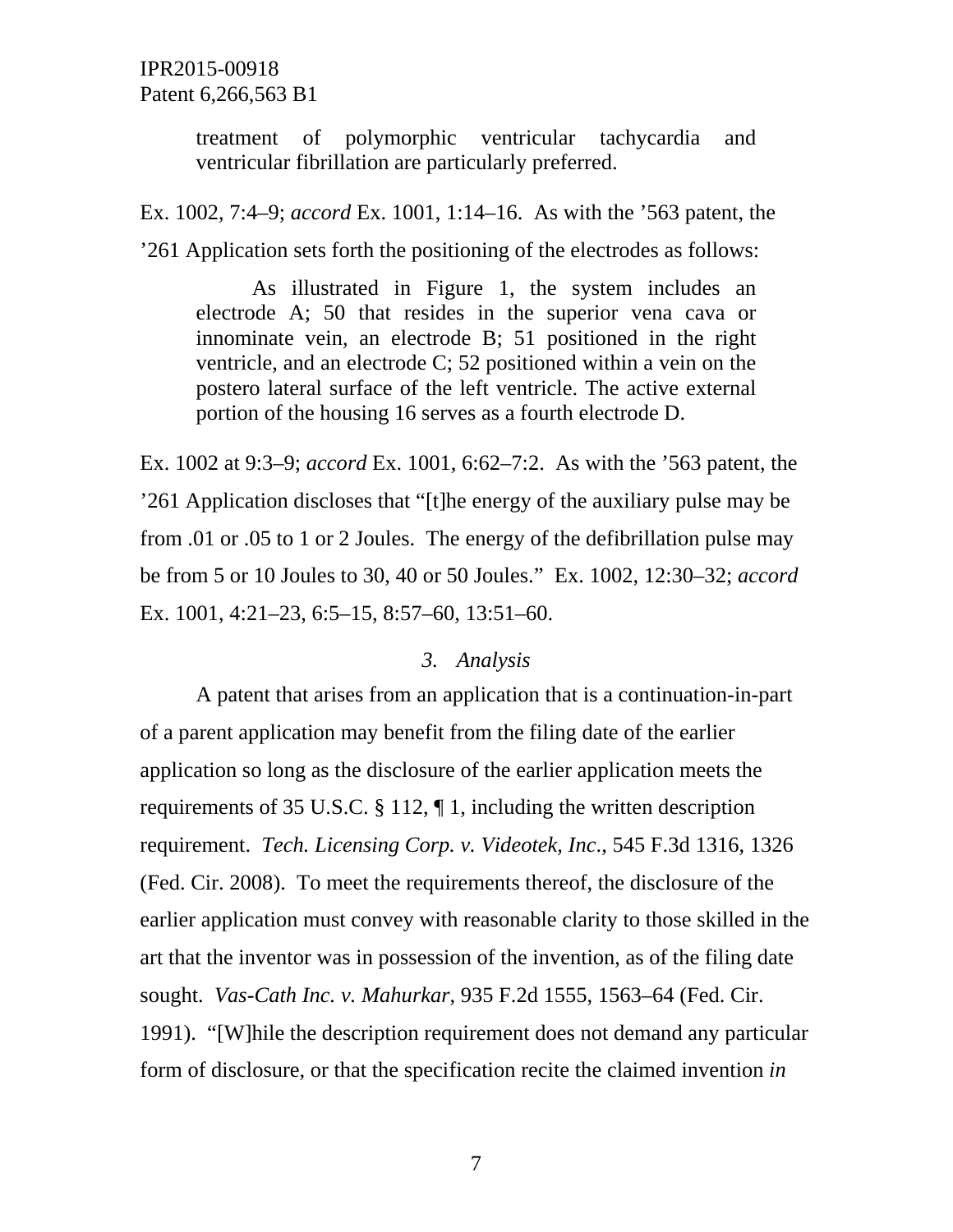> treatment of polymorphic ventricular tachycardia and ventricular fibrillation are particularly preferred.

Ex. 1002, 7:4–9; *accord* Ex. 1001, 1:14–16. As with the '563 patent, the '261 Application sets forth the positioning of the electrodes as follows:

> As illustrated in Figure 1, the system includes an electrode A; 50 that resides in the superior vena cava or innominate vein, an electrode B; 51 positioned in the right ventricle, and an electrode C; 52 positioned within a vein on the postero lateral surface of the left ventricle. The active external portion of the housing 16 serves as a fourth electrode D.

Ex. 1002 at 9:3–9; *accord* Ex. 1001, 6:62–7:2. As with the '563 patent, the '261 Application discloses that "[t]he energy of the auxiliary pulse may be from .01 or .05 to 1 or 2 Joules. The energy of the defibrillation pulse may be from 5 or 10 Joules to 30, 40 or 50 Joules." Ex. 1002, 12:30–32; *accord* Ex. 1001, 4:21–23, 6:5–15, 8:57–60, 13:51–60.

### *3. Analysis*

A patent that arises from an application that is a continuation-in-part of a parent application may benefit from the filing date of the earlier application so long as the disclosure of the earlier application meets the requirements of 35 U.S.C. § 112, ¶ 1, including the written description requirement. *Tech. Licensing Corp. v. Videotek, Inc.*, 545 F.3d 1316, 1326 (Fed. Cir. 2008). To meet the requirements thereof, the disclosure of the earlier application must convey with reasonable clarity to those skilled in the art that the inventor was in possession of the invention, as of the filing date sought. *Vas-Cath Inc. v. Mahurkar*, 935 F.2d 1555, 1563–64 (Fed. Cir. 1991). "[W]hile the description requirement does not demand any particular form of disclosure, or that the specification recite the claimed invention *in*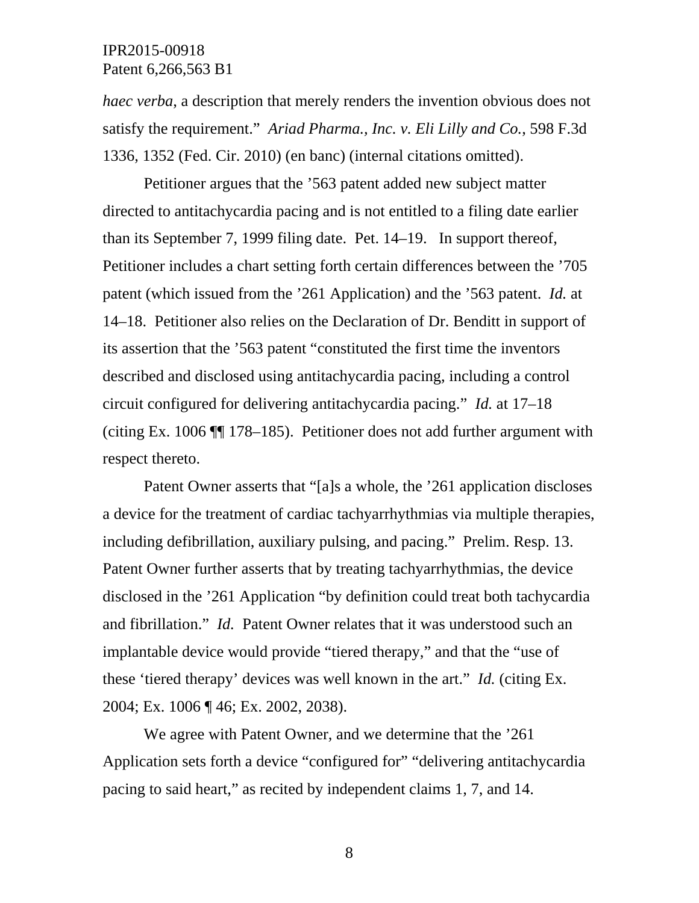*haec verba*, a description that merely renders the invention obvious does not satisfy the requirement." *Ariad Pharma., Inc. v. Eli Lilly and Co.*, 598 F.3d 1336, 1352 (Fed. Cir. 2010) (en banc) (internal citations omitted).

Petitioner argues that the '563 patent added new subject matter directed to antitachycardia pacing and is not entitled to a filing date earlier than its September 7, 1999 filing date. Pet. 14–19. In support thereof, Petitioner includes a chart setting forth certain differences between the '705 patent (which issued from the '261 Application) and the '563 patent. *Id.* at 14–18. Petitioner also relies on the Declaration of Dr. Benditt in support of its assertion that the '563 patent "constituted the first time the inventors described and disclosed using antitachycardia pacing, including a control circuit configured for delivering antitachycardia pacing." *Id.* at 17–18 (citing Ex. 1006 ¶¶ 178–185). Petitioner does not add further argument with respect thereto.

Patent Owner asserts that "[a]s a whole, the '261 application discloses a device for the treatment of cardiac tachyarrhythmias via multiple therapies, including defibrillation, auxiliary pulsing, and pacing." Prelim. Resp. 13. Patent Owner further asserts that by treating tachyarrhythmias, the device disclosed in the '261 Application "by definition could treat both tachycardia and fibrillation." *Id.* Patent Owner relates that it was understood such an implantable device would provide "tiered therapy," and that the "use of these 'tiered therapy' devices was well known in the art." *Id.* (citing Ex. 2004; Ex. 1006 ¶ 46; Ex. 2002, 2038).

We agree with Patent Owner, and we determine that the '261 Application sets forth a device "configured for" "delivering antitachycardia pacing to said heart," as recited by independent claims 1, 7, and 14.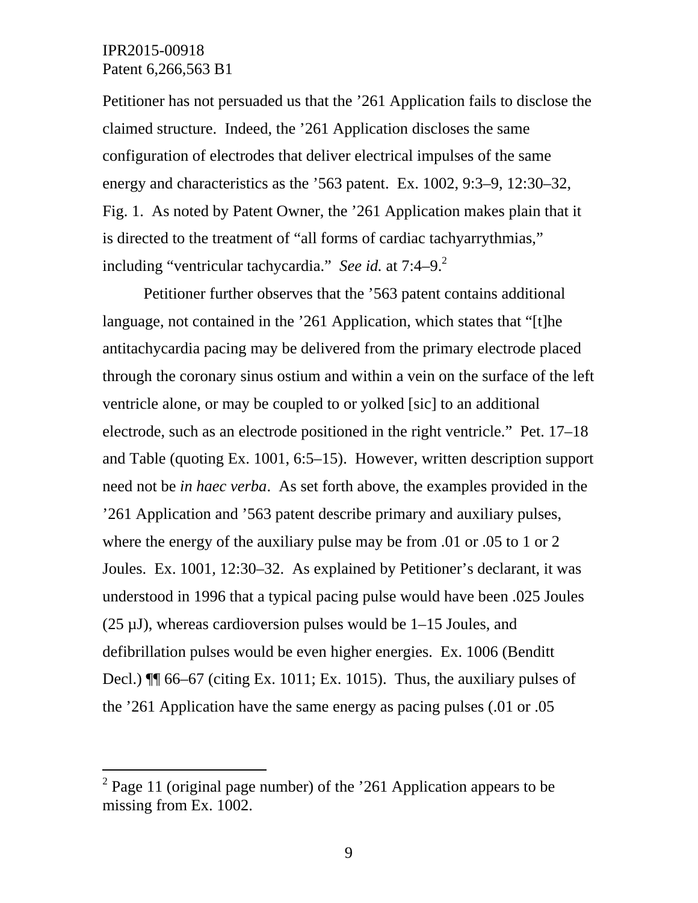Petitioner has not persuaded us that the ’261 Application fails to disclose the claimed structure. Indeed, the ’261 Application discloses the same configuration of electrodes that deliver electrical impulses of the same energy and characteristics as the ’563 patent. Ex. 1002, 9:3–9, 12:30–32, Fig. 1. As noted by Patent Owner, the ’261 Application makes plain that it is directed to the treatment of “all forms of cardiac tachyarrythmias,” including “ventricular tachycardia.” *See id.* at 7:4–9.[2]

Petitioner further observes that the ’563 patent contains additional language, not contained in the ’261 Application, which states that “[t]he antitachycardia pacing may be delivered from the primary electrode placed through the coronary sinus ostium and within a vein on the surface of the left ventricle alone, or may be coupled to or yolked [sic] to an additional electrode, such as an electrode positioned in the right ventricle.” Pet. 17–18 and Table (quoting Ex. 1001, 6:5–15). However, written description support need not be *in haec verba*. As set forth above, the examples provided in the ’261 Application and ’563 patent describe primary and auxiliary pulses, where the energy of the auxiliary pulse may be from .01 or .05 to 1 or 2 Joules. Ex. 1001, 12:30–32. As explained by Petitioner’s declarant, it was understood in 1996 that a typical pacing pulse would have been .025 Joules (25 µJ), whereas cardioversion pulses would be 1–15 Joules, and defibrillation pulses would be even higher energies. Ex. 1006 (Benditt Decl.) ¶¶ 66–67 (citing Ex. 1011; Ex. 1015). Thus, the auxiliary pulses of the ’261 Application have the same energy as pacing pulses (.01 or .05

---

[2] Page 11 (original page number) of the ’261 Application appears to be missing from Ex. 1002.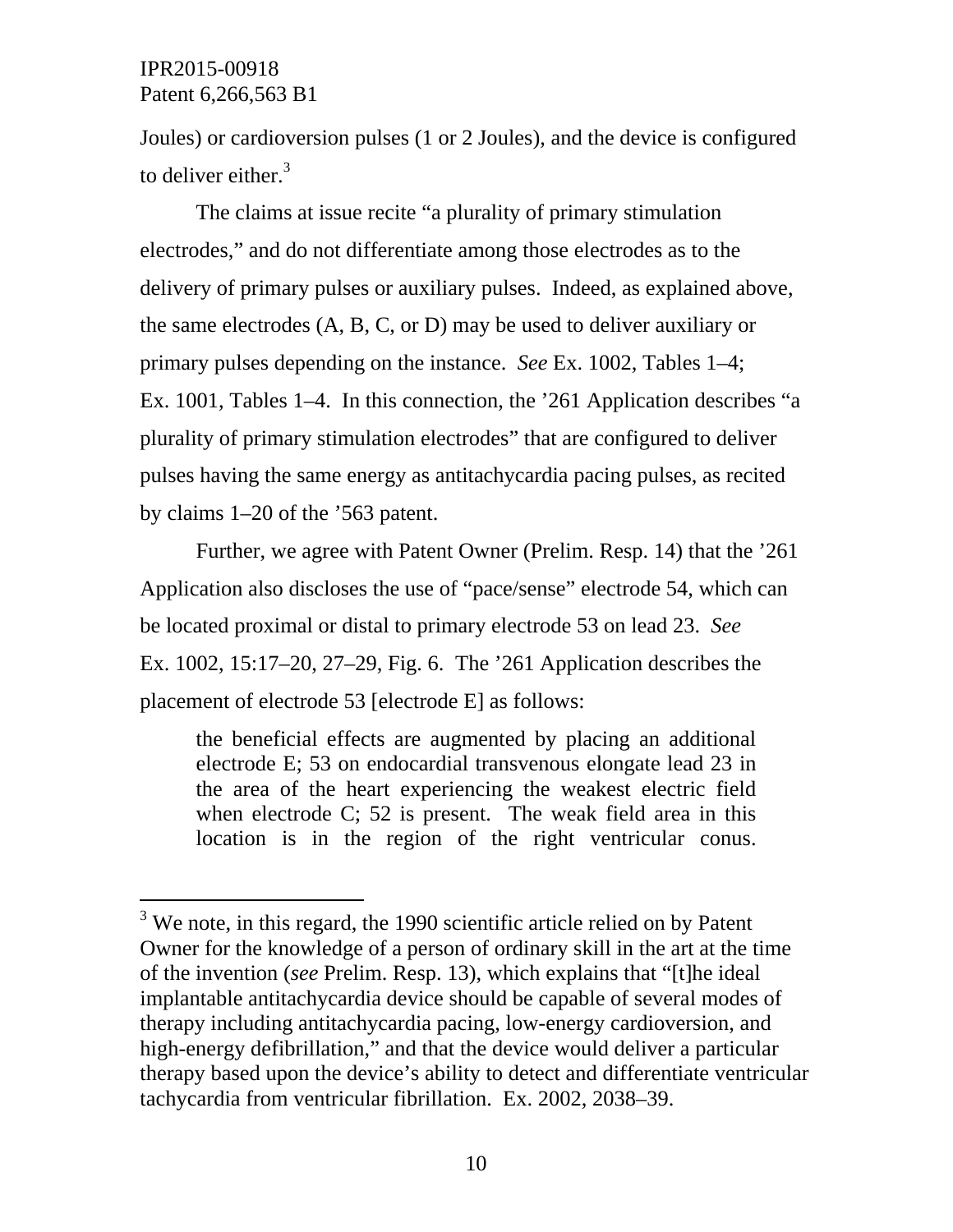Joules) or cardioversion pulses (1 or 2 Joules), and the device is configured to deliver either.[3]

The claims at issue recite "a plurality of primary stimulation electrodes," and do not differentiate among those electrodes as to the delivery of primary pulses or auxiliary pulses. Indeed, as explained above, the same electrodes (A, B, C, or D) may be used to deliver auxiliary or primary pulses depending on the instance. *See* Ex. 1002, Tables 1–4; Ex. 1001, Tables 1–4. In this connection, the '261 Application describes "a plurality of primary stimulation electrodes" that are configured to deliver pulses having the same energy as antitachycardia pacing pulses, as recited by claims 1–20 of the '563 patent.

Further, we agree with Patent Owner (Prelim. Resp. 14) that the '261 Application also discloses the use of "pace/sense" electrode 54, which can be located proximal or distal to primary electrode 53 on lead 23. *See* Ex. 1002, 15:17–20, 27–29, Fig. 6. The '261 Application describes the placement of electrode 53 [electrode E] as follows:

> the beneficial effects are augmented by placing an additional electrode E; 53 on endocardial transvenous elongate lead 23 in the area of the heart experiencing the weakest electric field when electrode C; 52 is present. The weak field area in this location is in the region of the right ventricular conus.

---

[3] We note, in this regard, the 1990 scientific article relied on by Patent Owner for the knowledge of a person of ordinary skill in the art at the time of the invention (*see* Prelim. Resp. 13), which explains that "[t]he ideal implantable antitachycardia device should be capable of several modes of therapy including antitachycardia pacing, low-energy cardioversion, and high-energy defibrillation," and that the device would deliver a particular therapy based upon the device's ability to detect and differentiate ventricular tachycardia from ventricular fibrillation. Ex. 2002, 2038–39.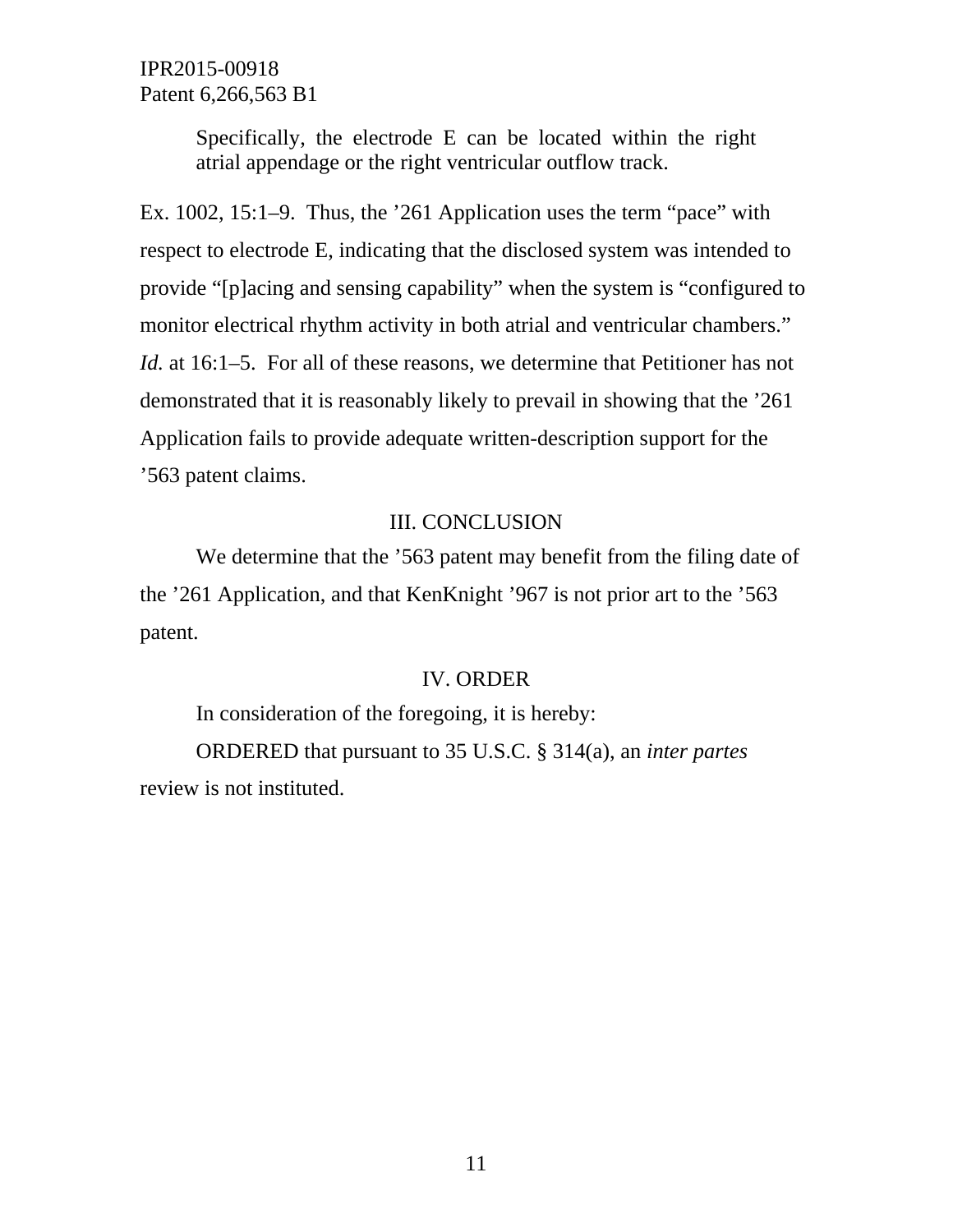> Specifically, the electrode E can be located within the right atrial appendage or the right ventricular outflow track.

Ex. 1002, 15:1–9. Thus, the ’261 Application uses the term “pace” with respect to electrode E, indicating that the disclosed system was intended to provide “[p]acing and sensing capability” when the system is “configured to monitor electrical rhythm activity in both atrial and ventricular chambers.” *Id.* at 16:1–5. For all of these reasons, we determine that Petitioner has not demonstrated that it is reasonably likely to prevail in showing that the ’261 Application fails to provide adequate written-description support for the ’563 patent claims.

## III. CONCLUSION

We determine that the ’563 patent may benefit from the filing date of the ’261 Application, and that KenKnight ’967 is not prior art to the ’563 patent.

## IV. ORDER

In consideration of the foregoing, it is hereby:

ORDERED that pursuant to 35 U.S.C. § 314(a), an *inter partes* review is not instituted.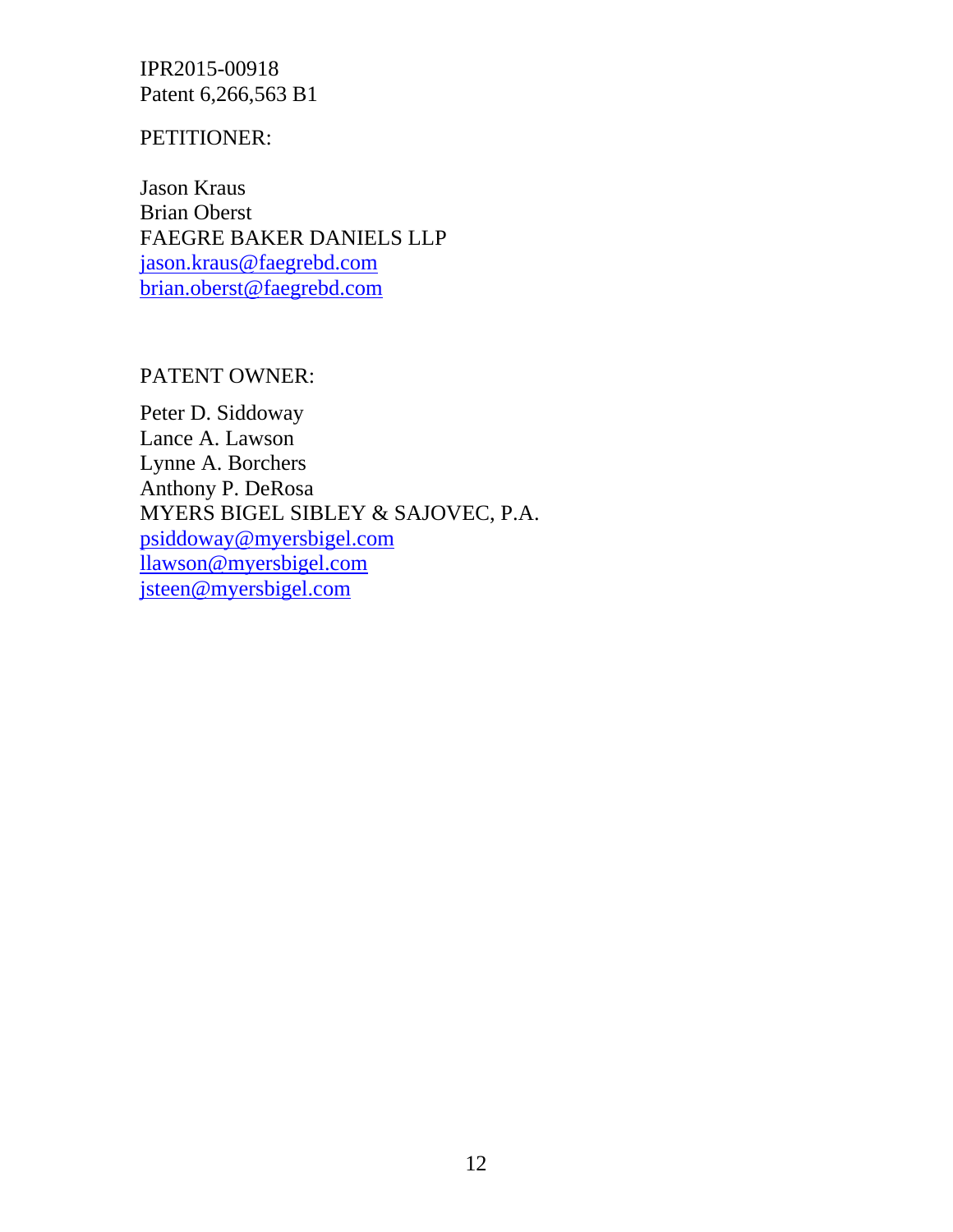IPR2015-00918
Patent 6,266,563 B1

PETITIONER:

Jason Kraus
Brian Oberst
FAEGRE BAKER DANIELS LLP
jason.kraus@faegrebd.com
brian.oberst@faegrebd.com

PATENT OWNER:

Peter D. Siddoway
Lance A. Lawson
Lynne A. Borchers
Anthony P. DeRosa
MYERS BIGEL SIBLEY & SAJOVEC, P.A.
psiddoway@myersbigel.com
llawson@myersbigel.com
jsteen@myersbigel.com